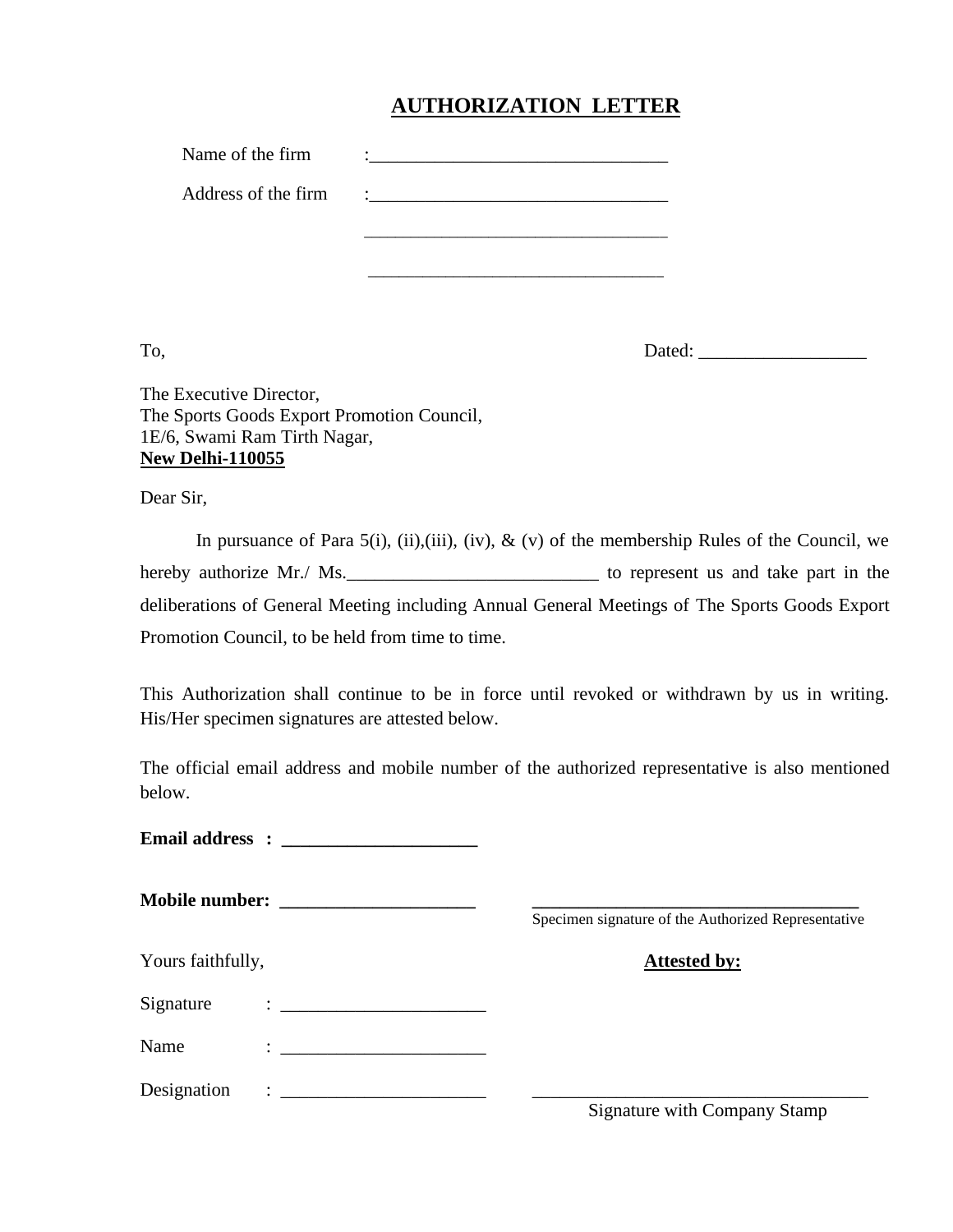# AUTHORIZATION LETTER

Name of the firm : ________________________________

Address of the firm : ________________________________

________________________________

________________________________

To, Dated: __________________

The Executive Director,
The Sports Goods Export Promotion Council,
1E/6, Swami Ram Tirth Nagar,
**New Delhi-110055**

Dear Sir,

In pursuance of Para 5(i), (ii),(iii), (iv), & (v) of the membership Rules of the Council, we hereby authorize Mr./ Ms.___________________________ to represent us and take part in the deliberations of General Meeting including Annual General Meetings of The Sports Goods Export Promotion Council, to be held from time to time.

This Authorization shall continue to be in force until revoked or withdrawn by us in writing. His/Her specimen signatures are attested below.

The official email address and mobile number of the authorized representative is also mentioned below.

**Email address :** _____________________

**Mobile number:** _____________________

____________________________________
Specimen signature of the Authorized Representative

Yours faithfully,

Signature : ______________________

Name : ______________________

Designation : ______________________

**Attested by:**

____________________________________
Signature with Company Stamp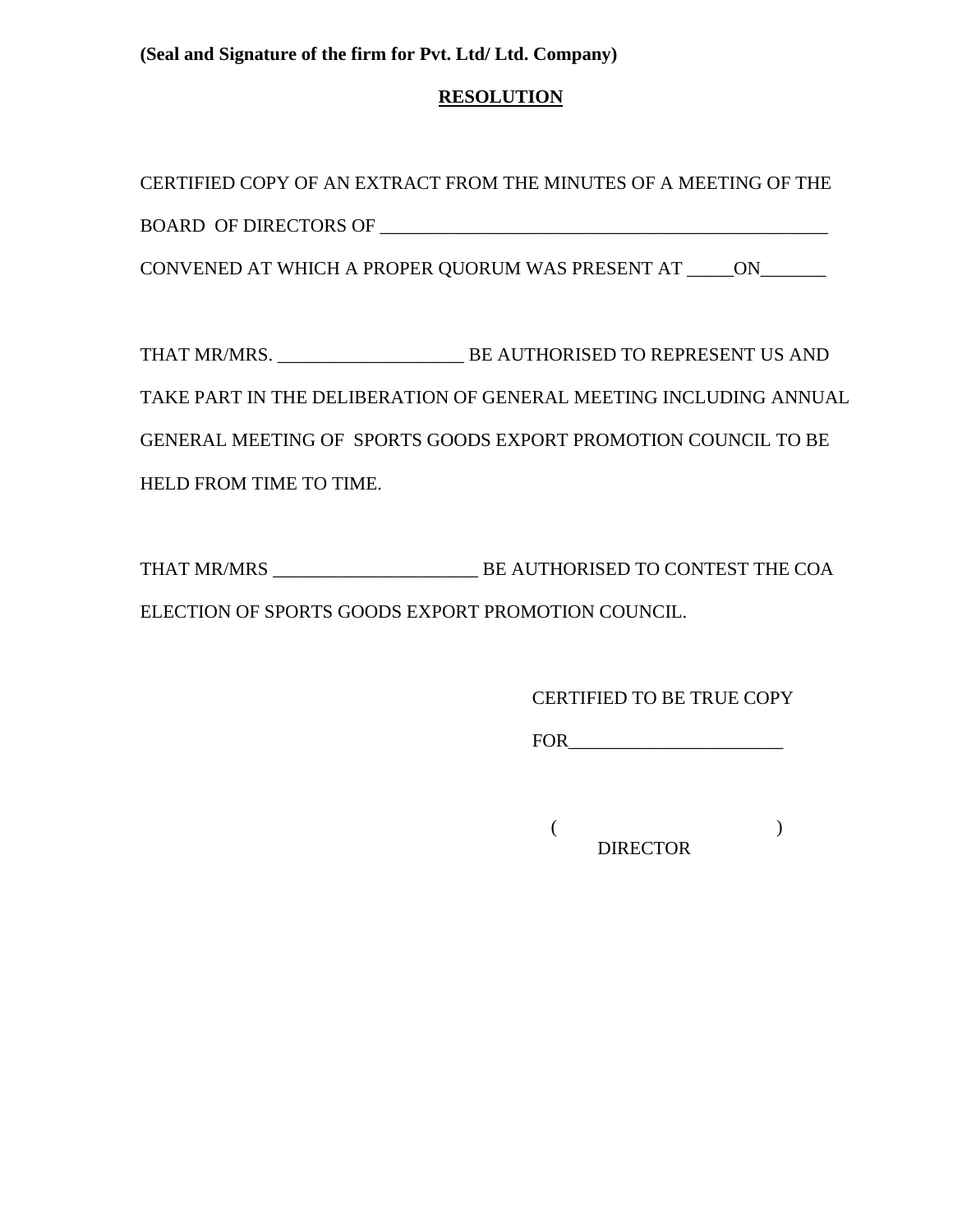**(Seal and Signature of the firm for Pvt. Ltd/ Ltd. Company)**

**RESOLUTION**

CERTIFIED COPY OF AN EXTRACT FROM THE MINUTES OF A MEETING OF THE BOARD OF DIRECTORS OF __________________________________________________ CONVENED AT WHICH A PROPER QUORUM WAS PRESENT AT _____ON_______

THAT MR/MRS. ____________________ BE AUTHORISED TO REPRESENT US AND TAKE PART IN THE DELIBERATION OF GENERAL MEETING INCLUDING ANNUAL GENERAL MEETING OF SPORTS GOODS EXPORT PROMOTION COUNCIL TO BE HELD FROM TIME TO TIME.

THAT MR/MRS ______________________ BE AUTHORISED TO CONTEST THE COA ELECTION OF SPORTS GOODS EXPORT PROMOTION COUNCIL.

CERTIFIED TO BE TRUE COPY

FOR________________________

( )

DIRECTOR